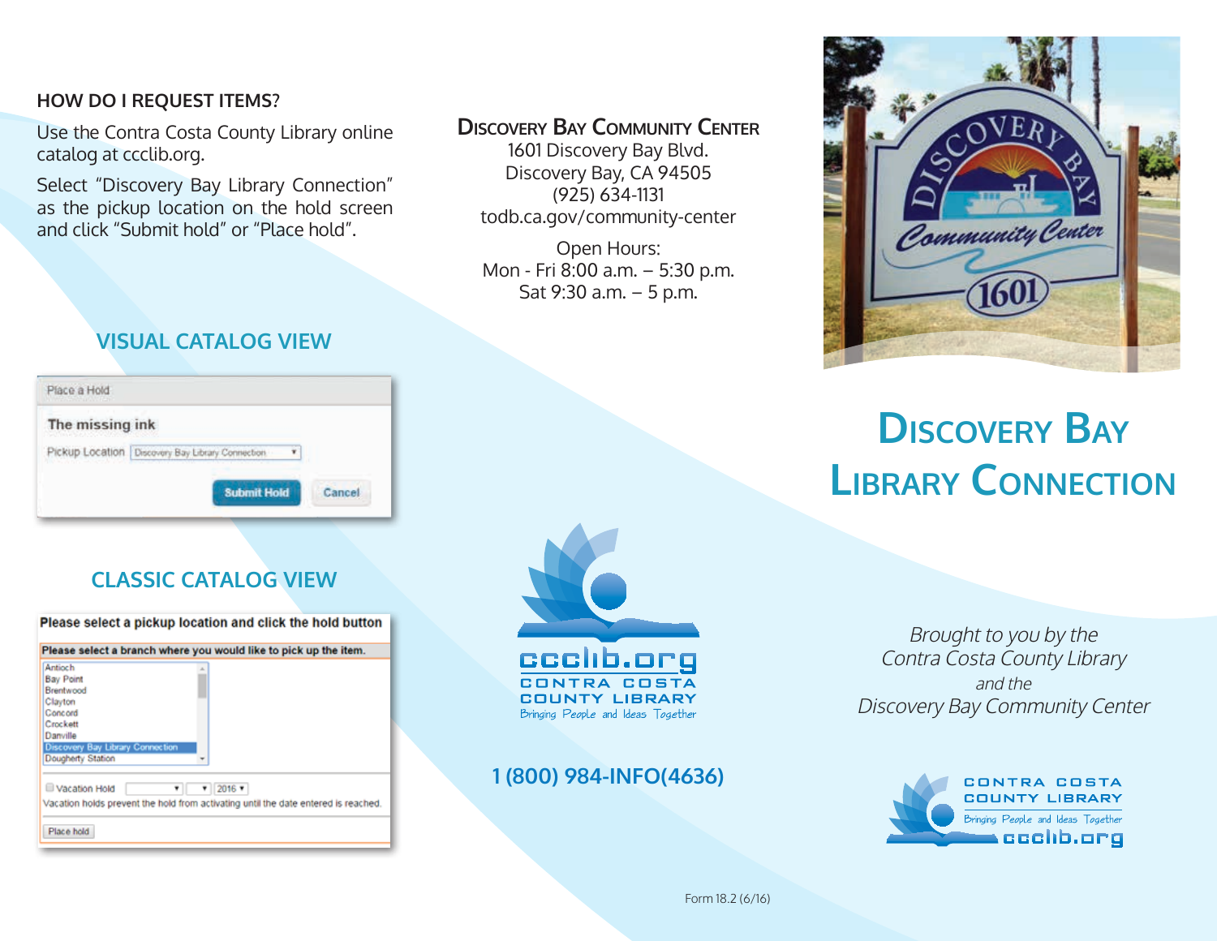## HOW DO I REQUEST ITEMS?

Use the Contra Costa County Library online catalog at ccclib.org.

Select "Discovery Bay Library Connection" as the pickup location on the hold screen and click "Submit hold" or "Place hold".

### VISUAL CATALOG VIEW

Place a Hold

The missing ink

Pickup Location: Discovery Bay Library Connection

Submit Hold | Cancel

### CLASSIC CATALOG VIEW

Please select a pickup location and click the hold button

Please select a branch where you would like to pick up the item.

- Antioch
- Bay Point
- Brentwood
- Clayton
- Concord
- Crockett
- Danville
- Discovery Bay Library Connection
- Dougherty Station

Vacation Hold 2016

Vacation holds prevent the hold from activating until the date entered is reached.

Place hold

## Discovery Bay Community Center

1601 Discovery Bay Blvd.
Discovery Bay, CA 94505
(925) 634-1131
todb.ca.gov/community-center

Open Hours:
Mon - Fri 8:00 a.m. – 5:30 p.m.
Sat 9:30 a.m. – 5 p.m.

ccclib.org
CONTRA COSTA COUNTY LIBRARY
Bringing People and Ideas Together

**1 (800) 984-INFO(4636)**

# Discovery Bay Library Connection

*Brought to you by the*
*Contra Costa County Library*
*and the*
*Discovery Bay Community Center*

CONTRA COSTA COUNTY LIBRARY
Bringing People and Ideas Together
ccclib.org

Form 18.2 (6/16)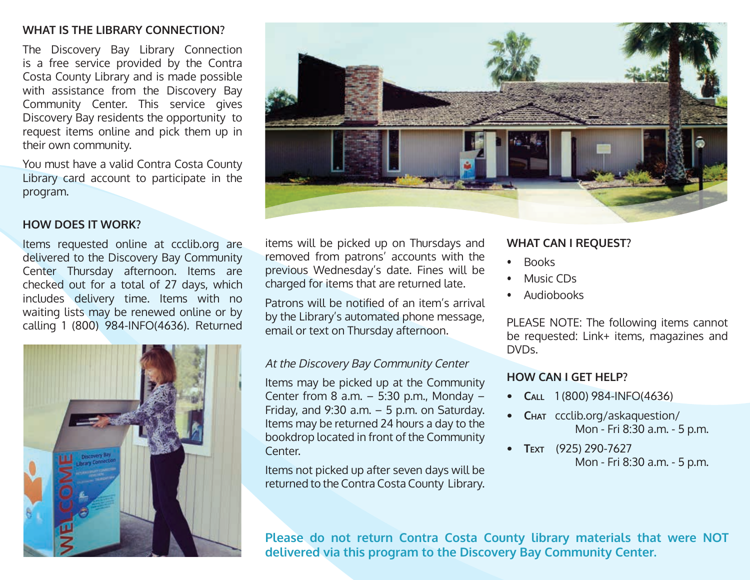## WHAT IS THE LIBRARY CONNECTION?

The Discovery Bay Library Connection is a free service provided by the Contra Costa County Library and is made possible with assistance from the Discovery Bay Community Center. This service gives Discovery Bay residents the opportunity to request items online and pick them up in their own community.

You must have a valid Contra Costa County Library card account to participate in the program.

## HOW DOES IT WORK?

Items requested online at ccclib.org are delivered to the Discovery Bay Community Center Thursday afternoon. Items are checked out for a total of 27 days, which includes delivery time. Items with no waiting lists may be renewed online or by calling 1 (800) 984-INFO(4636). Returned items will be picked up on Thursdays and removed from patrons' accounts with the previous Wednesday's date. Fines will be charged for items that are returned late.

Patrons will be notified of an item's arrival by the Library's automated phone message, email or text on Thursday afternoon.

*At the Discovery Bay Community Center*

Items may be picked up at the Community Center from 8 a.m. – 5:30 p.m., Monday – Friday, and 9:30 a.m. – 5 p.m. on Saturday. Items may be returned 24 hours a day to the bookdrop located in front of the Community Center.

Items not picked up after seven days will be returned to the Contra Costa County Library.

## WHAT CAN I REQUEST?

- Books
- Music CDs
- Audiobooks

PLEASE NOTE: The following items cannot be requested: Link+ items, magazines and DVDs.

## HOW CAN I GET HELP?

- **CALL** 1 (800) 984-INFO(4636)
- **CHAT** ccclib.org/askaquestion/
  Mon - Fri 8:30 a.m. - 5 p.m.
- **TEXT** (925) 290-7627
  Mon - Fri 8:30 a.m. - 5 p.m.

**Please do not return Contra Costa County library materials that were NOT delivered via this program to the Discovery Bay Community Center.**